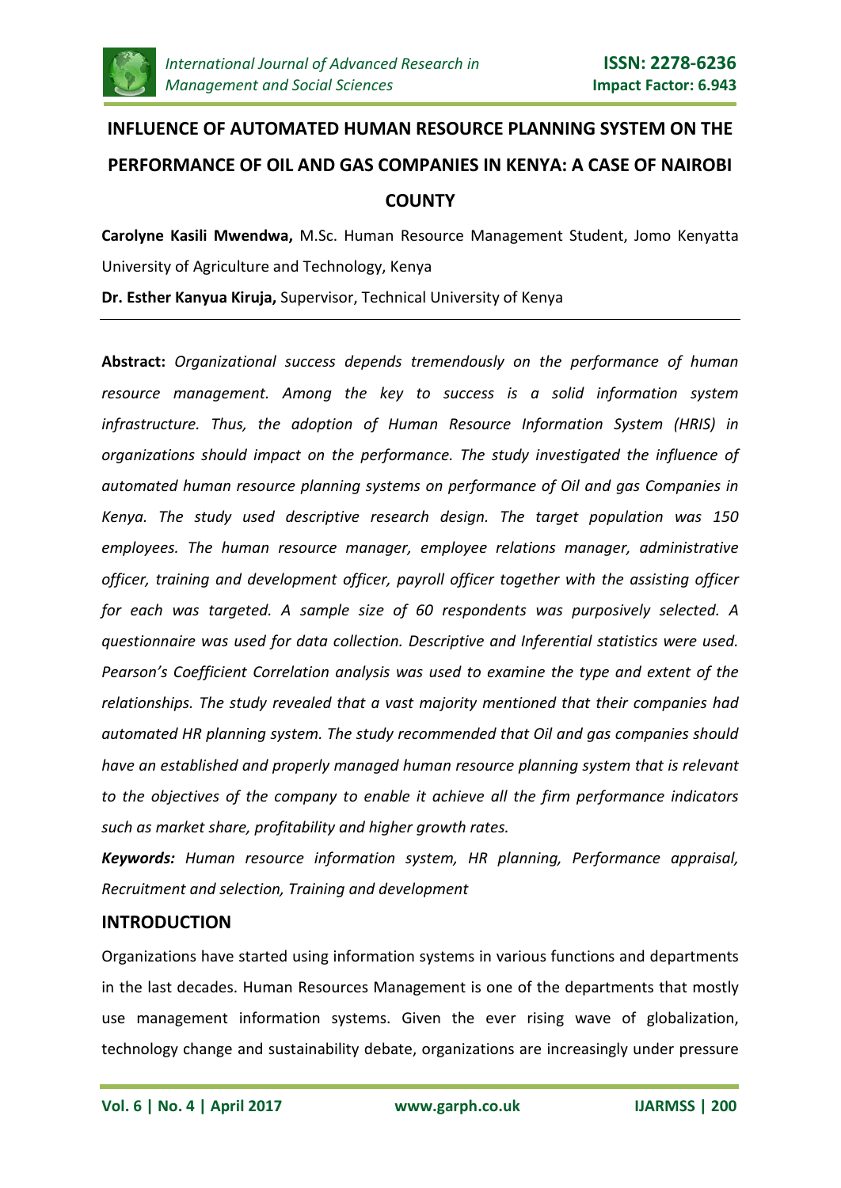# INFLUENCE OF AUTOMATED HUMAN RESOURCE PLANNING SYSTEM ON THE PERFORMANCE OF OIL AND GAS COMPANIES IN KENYA: A CASE OF NAIROBI COUNTY

**Carolyne Kasili Mwendwa,** M.Sc. Human Resource Management Student, Jomo Kenyatta University of Agriculture and Technology, Kenya

**Dr. Esther Kanyua Kiruja,** Supervisor, Technical University of Kenya

---

**Abstract:** *Organizational success depends tremendously on the performance of human resource management. Among the key to success is a solid information system infrastructure. Thus, the adoption of Human Resource Information System (HRIS) in organizations should impact on the performance. The study investigated the influence of automated human resource planning systems on performance of Oil and gas Companies in Kenya. The study used descriptive research design. The target population was 150 employees. The human resource manager, employee relations manager, administrative officer, training and development officer, payroll officer together with the assisting officer for each was targeted. A sample size of 60 respondents was purposively selected. A questionnaire was used for data collection. Descriptive and Inferential statistics were used. Pearson's Coefficient Correlation analysis was used to examine the type and extent of the relationships. The study revealed that a vast majority mentioned that their companies had automated HR planning system. The study recommended that Oil and gas companies should have an established and properly managed human resource planning system that is relevant to the objectives of the company to enable it achieve all the firm performance indicators such as market share, profitability and higher growth rates.*

***Keywords:*** *Human resource information system, HR planning, Performance appraisal, Recruitment and selection, Training and development*

## INTRODUCTION

Organizations have started using information systems in various functions and departments in the last decades. Human Resources Management is one of the departments that mostly use management information systems. Given the ever rising wave of globalization, technology change and sustainability debate, organizations are increasingly under pressure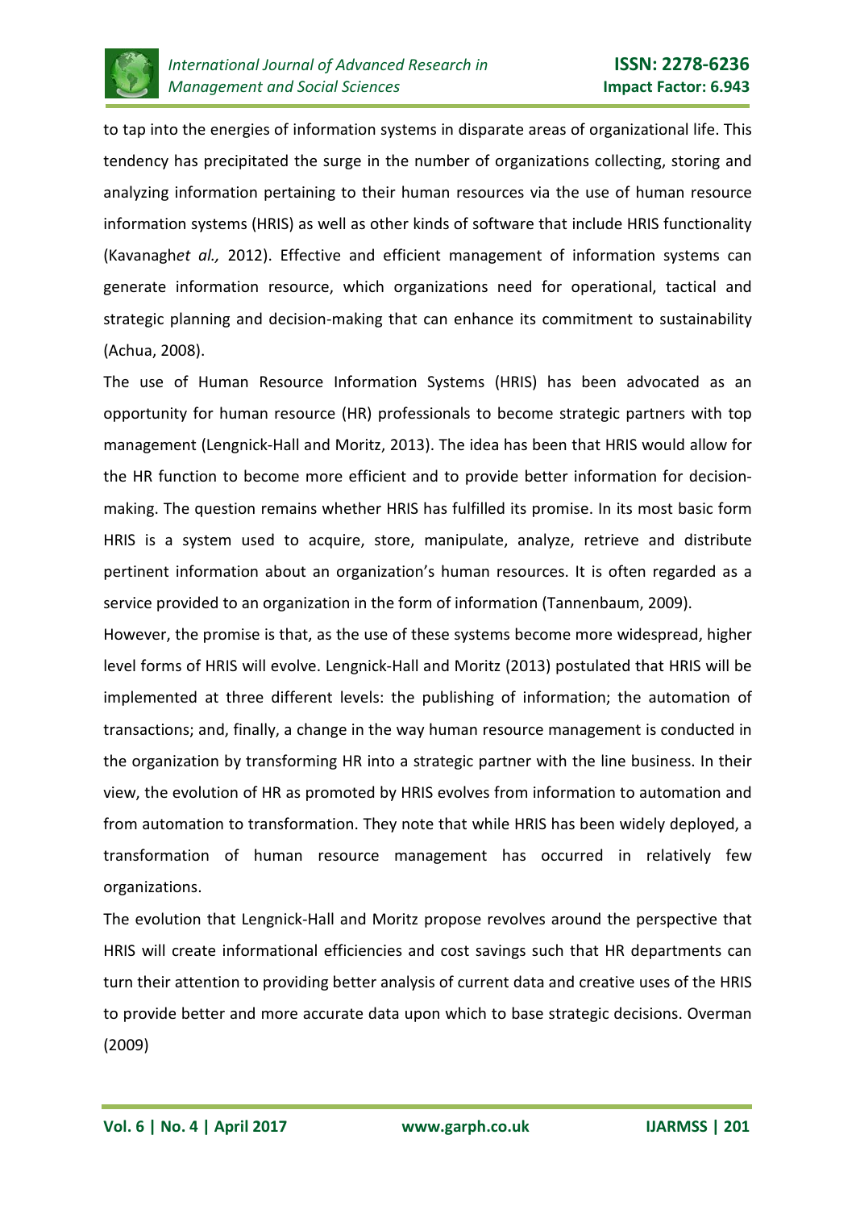to tap into the energies of information systems in disparate areas of organizational life. This tendency has precipitated the surge in the number of organizations collecting, storing and analyzing information pertaining to their human resources via the use of human resource information systems (HRIS) as well as other kinds of software that include HRIS functionality (Kavanagh*et al.,* 2012). Effective and efficient management of information systems can generate information resource, which organizations need for operational, tactical and strategic planning and decision-making that can enhance its commitment to sustainability (Achua, 2008).

The use of Human Resource Information Systems (HRIS) has been advocated as an opportunity for human resource (HR) professionals to become strategic partners with top management (Lengnick-Hall and Moritz, 2013). The idea has been that HRIS would allow for the HR function to become more efficient and to provide better information for decision-making. The question remains whether HRIS has fulfilled its promise. In its most basic form HRIS is a system used to acquire, store, manipulate, analyze, retrieve and distribute pertinent information about an organization's human resources. It is often regarded as a service provided to an organization in the form of information (Tannenbaum, 2009).

However, the promise is that, as the use of these systems become more widespread, higher level forms of HRIS will evolve. Lengnick-Hall and Moritz (2013) postulated that HRIS will be implemented at three different levels: the publishing of information; the automation of transactions; and, finally, a change in the way human resource management is conducted in the organization by transforming HR into a strategic partner with the line business. In their view, the evolution of HR as promoted by HRIS evolves from information to automation and from automation to transformation. They note that while HRIS has been widely deployed, a transformation of human resource management has occurred in relatively few organizations.

The evolution that Lengnick-Hall and Moritz propose revolves around the perspective that HRIS will create informational efficiencies and cost savings such that HR departments can turn their attention to providing better analysis of current data and creative uses of the HRIS to provide better and more accurate data upon which to base strategic decisions. Overman (2009)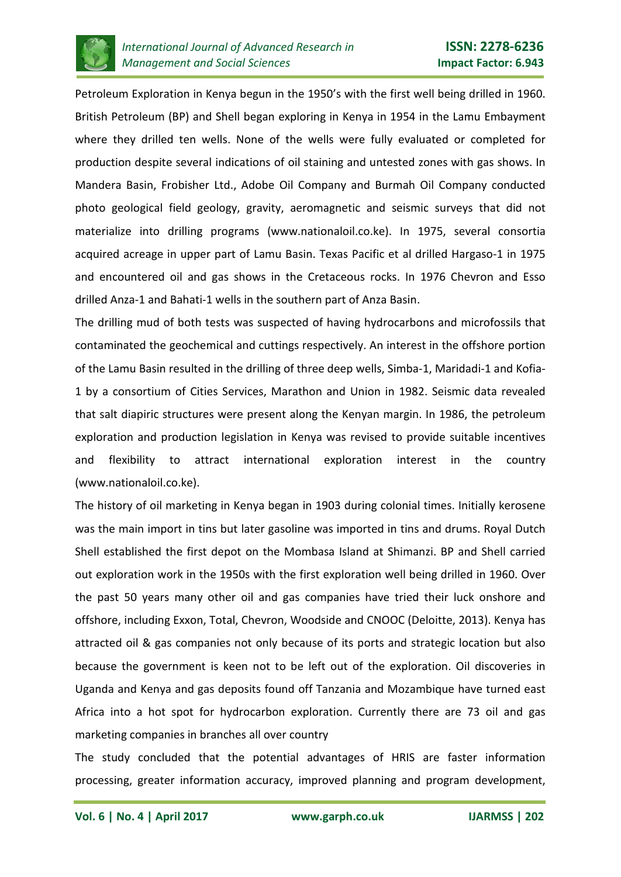Petroleum Exploration in Kenya begun in the 1950's with the first well being drilled in 1960. British Petroleum (BP) and Shell began exploring in Kenya in 1954 in the Lamu Embayment where they drilled ten wells. None of the wells were fully evaluated or completed for production despite several indications of oil staining and untested zones with gas shows. In Mandera Basin, Frobisher Ltd., Adobe Oil Company and Burmah Oil Company conducted photo geological field geology, gravity, aeromagnetic and seismic surveys that did not materialize into drilling programs (www.nationaloil.co.ke). In 1975, several consortia acquired acreage in upper part of Lamu Basin. Texas Pacific et al drilled Hargaso-1 in 1975 and encountered oil and gas shows in the Cretaceous rocks. In 1976 Chevron and Esso drilled Anza-1 and Bahati-1 wells in the southern part of Anza Basin.

The drilling mud of both tests was suspected of having hydrocarbons and microfossils that contaminated the geochemical and cuttings respectively. An interest in the offshore portion of the Lamu Basin resulted in the drilling of three deep wells, Simba-1, Maridadi-1 and Kofia-1 by a consortium of Cities Services, Marathon and Union in 1982. Seismic data revealed that salt diapiric structures were present along the Kenyan margin. In 1986, the petroleum exploration and production legislation in Kenya was revised to provide suitable incentives and flexibility to attract international exploration interest in the country (www.nationaloil.co.ke).

The history of oil marketing in Kenya began in 1903 during colonial times. Initially kerosene was the main import in tins but later gasoline was imported in tins and drums. Royal Dutch Shell established the first depot on the Mombasa Island at Shimanzi. BP and Shell carried out exploration work in the 1950s with the first exploration well being drilled in 1960. Over the past 50 years many other oil and gas companies have tried their luck onshore and offshore, including Exxon, Total, Chevron, Woodside and CNOOC (Deloitte, 2013). Kenya has attracted oil & gas companies not only because of its ports and strategic location but also because the government is keen not to be left out of the exploration. Oil discoveries in Uganda and Kenya and gas deposits found off Tanzania and Mozambique have turned east Africa into a hot spot for hydrocarbon exploration. Currently there are 73 oil and gas marketing companies in branches all over country

The study concluded that the potential advantages of HRIS are faster information processing, greater information accuracy, improved planning and program development,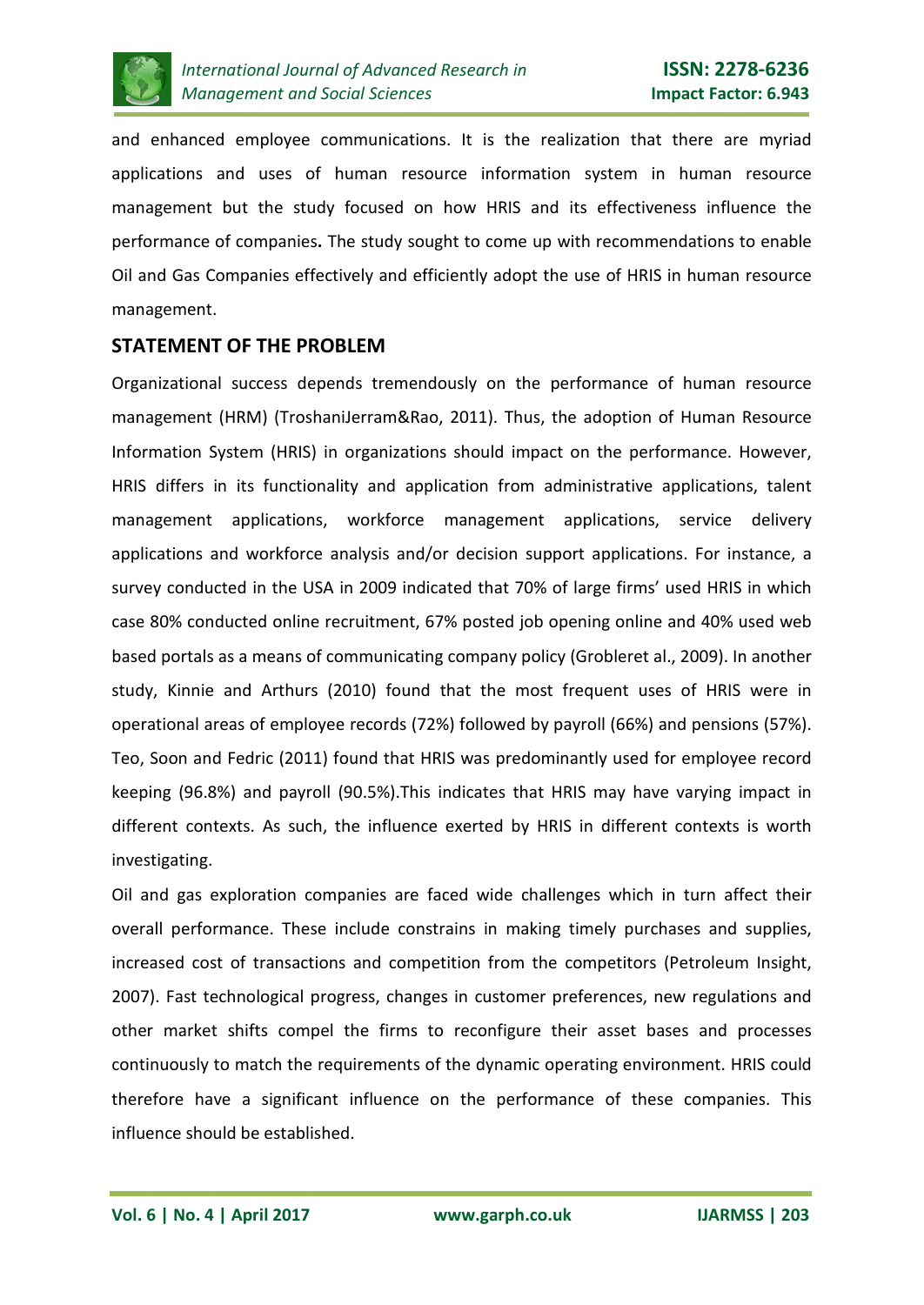and enhanced employee communications. It is the realization that there are myriad applications and uses of human resource information system in human resource management but the study focused on how HRIS and its effectiveness influence the performance of companies**.** The study sought to come up with recommendations to enable Oil and Gas Companies effectively and efficiently adopt the use of HRIS in human resource management.

## STATEMENT OF THE PROBLEM

Organizational success depends tremendously on the performance of human resource management (HRM) (TroshaniJerram&Rao, 2011). Thus, the adoption of Human Resource Information System (HRIS) in organizations should impact on the performance. However, HRIS differs in its functionality and application from administrative applications, talent management applications, workforce management applications, service delivery applications and workforce analysis and/or decision support applications. For instance, a survey conducted in the USA in 2009 indicated that 70% of large firms' used HRIS in which case 80% conducted online recruitment, 67% posted job opening online and 40% used web based portals as a means of communicating company policy (Grobleret al., 2009). In another study, Kinnie and Arthurs (2010) found that the most frequent uses of HRIS were in operational areas of employee records (72%) followed by payroll (66%) and pensions (57%). Teo, Soon and Fedric (2011) found that HRIS was predominantly used for employee record keeping (96.8%) and payroll (90.5%).This indicates that HRIS may have varying impact in different contexts. As such, the influence exerted by HRIS in different contexts is worth investigating.

Oil and gas exploration companies are faced wide challenges which in turn affect their overall performance. These include constrains in making timely purchases and supplies, increased cost of transactions and competition from the competitors (Petroleum Insight, 2007). Fast technological progress, changes in customer preferences, new regulations and other market shifts compel the firms to reconfigure their asset bases and processes continuously to match the requirements of the dynamic operating environment. HRIS could therefore have a significant influence on the performance of these companies. This influence should be established.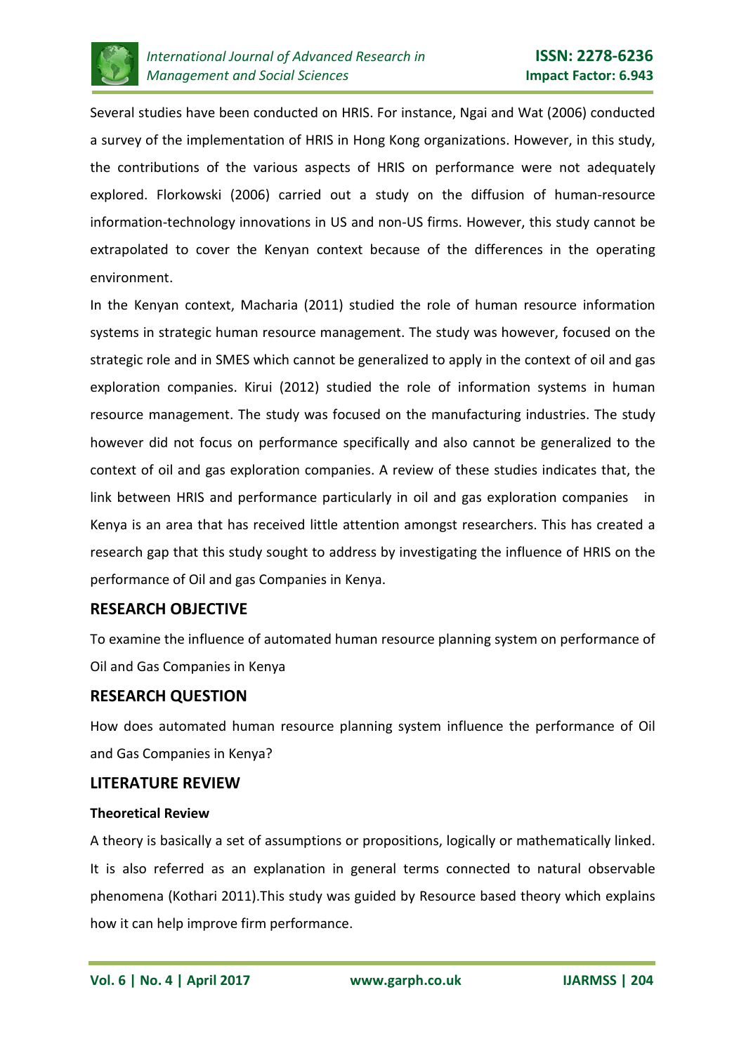Several studies have been conducted on HRIS. For instance, Ngai and Wat (2006) conducted a survey of the implementation of HRIS in Hong Kong organizations. However, in this study, the contributions of the various aspects of HRIS on performance were not adequately explored. Florkowski (2006) carried out a study on the diffusion of human-resource information-technology innovations in US and non-US firms. However, this study cannot be extrapolated to cover the Kenyan context because of the differences in the operating environment.

In the Kenyan context, Macharia (2011) studied the role of human resource information systems in strategic human resource management. The study was however, focused on the strategic role and in SMES which cannot be generalized to apply in the context of oil and gas exploration companies. Kirui (2012) studied the role of information systems in human resource management. The study was focused on the manufacturing industries. The study however did not focus on performance specifically and also cannot be generalized to the context of oil and gas exploration companies. A review of these studies indicates that, the link between HRIS and performance particularly in oil and gas exploration companies in Kenya is an area that has received little attention amongst researchers. This has created a research gap that this study sought to address by investigating the influence of HRIS on the performance of Oil and gas Companies in Kenya.

## RESEARCH OBJECTIVE

To examine the influence of automated human resource planning system on performance of Oil and Gas Companies in Kenya

## RESEARCH QUESTION

How does automated human resource planning system influence the performance of Oil and Gas Companies in Kenya?

## LITERATURE REVIEW

### Theoretical Review

A theory is basically a set of assumptions or propositions, logically or mathematically linked. It is also referred as an explanation in general terms connected to natural observable phenomena (Kothari 2011).This study was guided by Resource based theory which explains how it can help improve firm performance.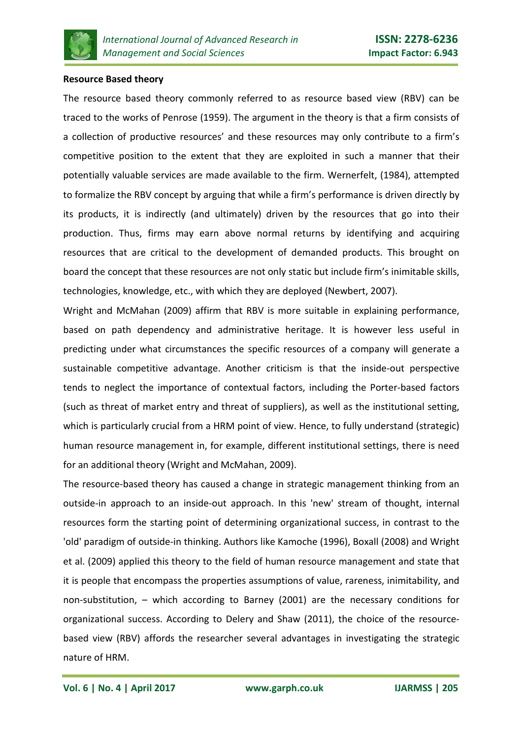**Resource Based theory**

The resource based theory commonly referred to as resource based view (RBV) can be traced to the works of Penrose (1959). The argument in the theory is that a firm consists of a collection of productive resources' and these resources may only contribute to a firm's competitive position to the extent that they are exploited in such a manner that their potentially valuable services are made available to the firm. Wernerfelt, (1984), attempted to formalize the RBV concept by arguing that while a firm's performance is driven directly by its products, it is indirectly (and ultimately) driven by the resources that go into their production. Thus, firms may earn above normal returns by identifying and acquiring resources that are critical to the development of demanded products. This brought on board the concept that these resources are not only static but include firm's inimitable skills, technologies, knowledge, etc., with which they are deployed (Newbert, 2007).

Wright and McMahan (2009) affirm that RBV is more suitable in explaining performance, based on path dependency and administrative heritage. It is however less useful in predicting under what circumstances the specific resources of a company will generate a sustainable competitive advantage. Another criticism is that the inside-out perspective tends to neglect the importance of contextual factors, including the Porter-based factors (such as threat of market entry and threat of suppliers), as well as the institutional setting, which is particularly crucial from a HRM point of view. Hence, to fully understand (strategic) human resource management in, for example, different institutional settings, there is need for an additional theory (Wright and McMahan, 2009).

The resource-based theory has caused a change in strategic management thinking from an outside-in approach to an inside-out approach. In this 'new' stream of thought, internal resources form the starting point of determining organizational success, in contrast to the 'old' paradigm of outside-in thinking. Authors like Kamoche (1996), Boxall (2008) and Wright et al. (2009) applied this theory to the field of human resource management and state that it is people that encompass the properties assumptions of value, rareness, inimitability, and non-substitution, – which according to Barney (2001) are the necessary conditions for organizational success. According to Delery and Shaw (2011), the choice of the resource-based view (RBV) affords the researcher several advantages in investigating the strategic nature of HRM.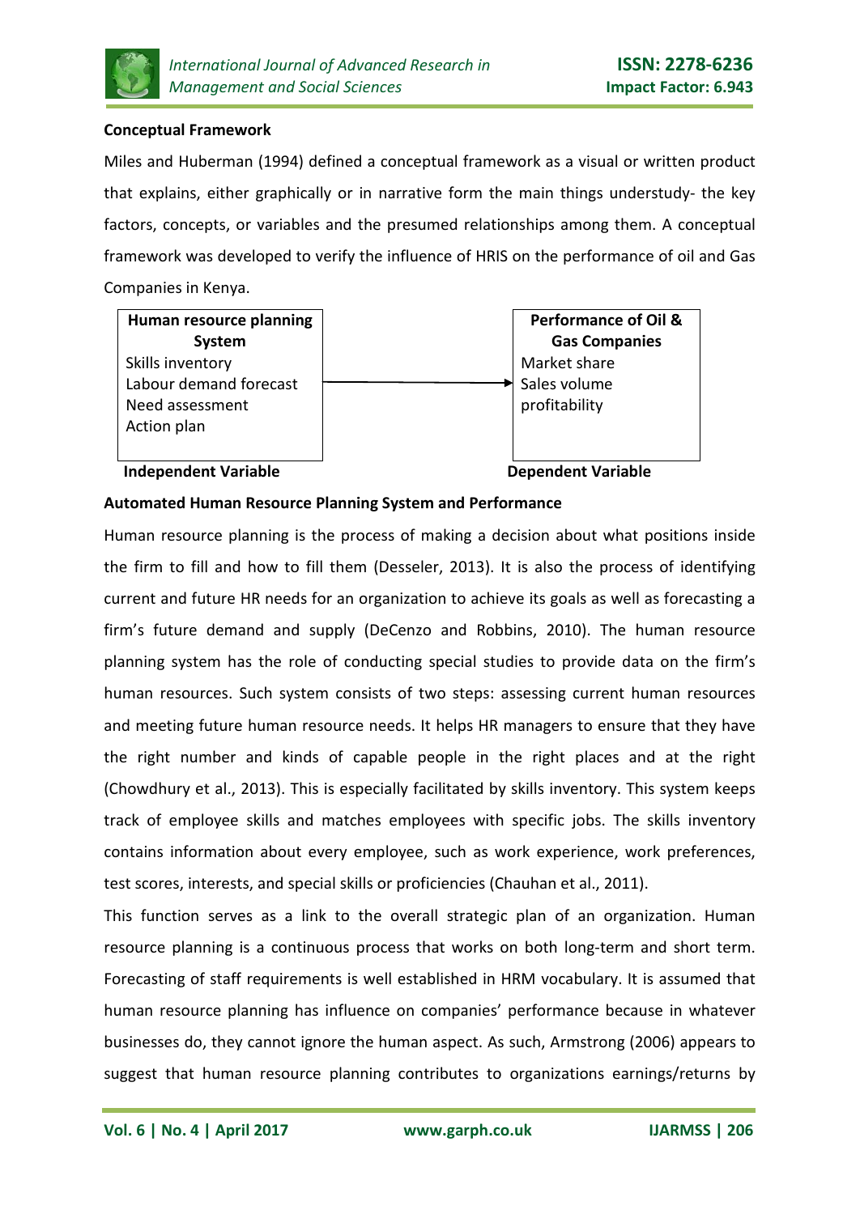**Conceptual Framework**

Miles and Huberman (1994) defined a conceptual framework as a visual or written product that explains, either graphically or in narrative form the main things understudy- the key factors, concepts, or variables and the presumed relationships among them. A conceptual framework was developed to verify the influence of HRIS on the performance of oil and Gas Companies in Kenya.

| Human resource planning System | | Performance of Oil & Gas Companies |
|---|---|---|
| Skills inventory<br>Labour demand forecast<br>Need assessment<br>Action plan | → | Market share<br>Sales volume<br>profitability |
| **Independent Variable** | | **Dependent Variable** |

**Automated Human Resource Planning System and Performance**

Human resource planning is the process of making a decision about what positions inside the firm to fill and how to fill them (Desseler, 2013). It is also the process of identifying current and future HR needs for an organization to achieve its goals as well as forecasting a firm's future demand and supply (DeCenzo and Robbins, 2010). The human resource planning system has the role of conducting special studies to provide data on the firm's human resources. Such system consists of two steps: assessing current human resources and meeting future human resource needs. It helps HR managers to ensure that they have the right number and kinds of capable people in the right places and at the right (Chowdhury et al., 2013). This is especially facilitated by skills inventory. This system keeps track of employee skills and matches employees with specific jobs. The skills inventory contains information about every employee, such as work experience, work preferences, test scores, interests, and special skills or proficiencies (Chauhan et al., 2011).

This function serves as a link to the overall strategic plan of an organization. Human resource planning is a continuous process that works on both long-term and short term. Forecasting of staff requirements is well established in HRM vocabulary. It is assumed that human resource planning has influence on companies' performance because in whatever businesses do, they cannot ignore the human aspect. As such, Armstrong (2006) appears to suggest that human resource planning contributes to organizations earnings/returns by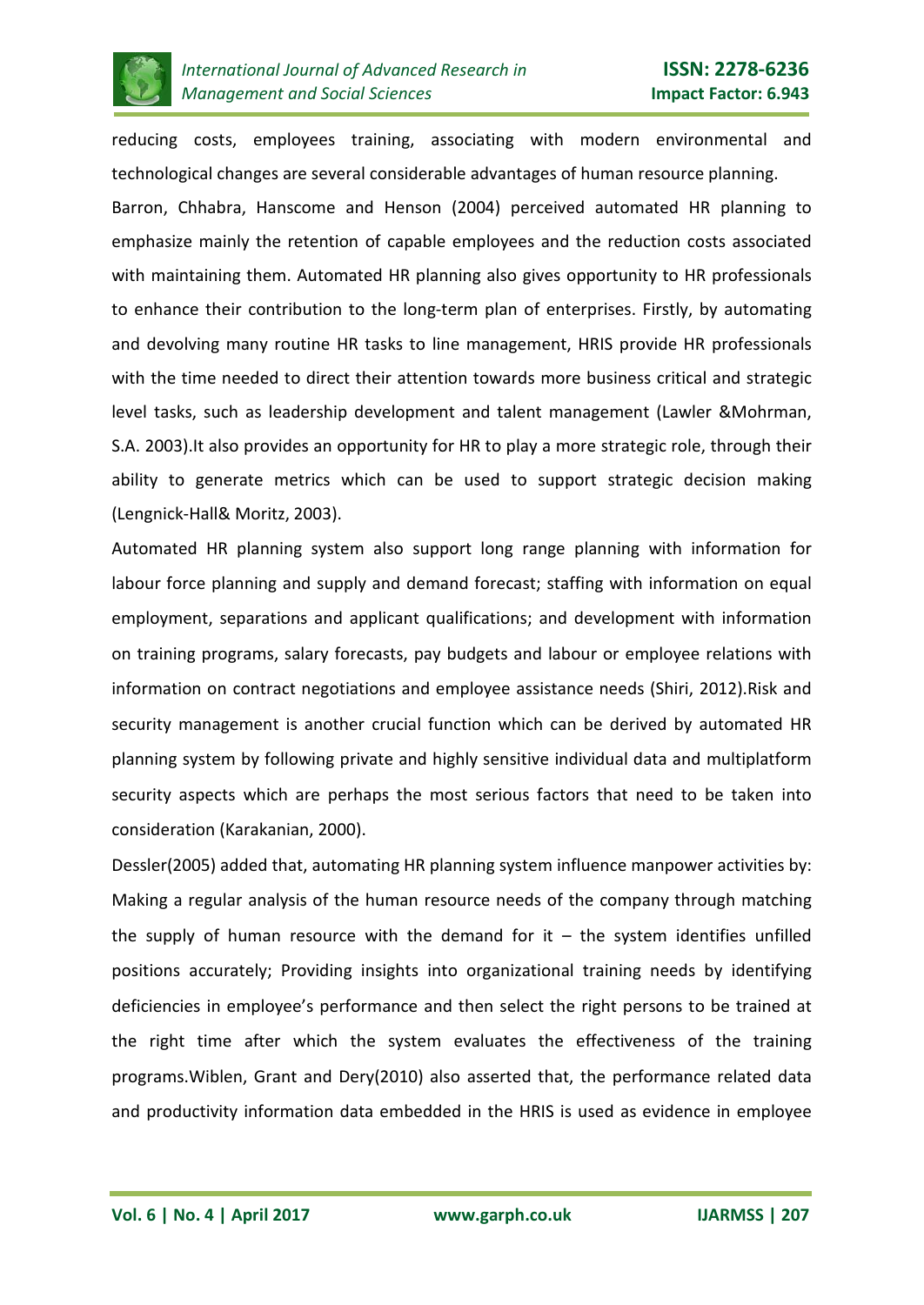reducing costs, employees training, associating with modern environmental and technological changes are several considerable advantages of human resource planning.

Barron, Chhabra, Hanscome and Henson (2004) perceived automated HR planning to emphasize mainly the retention of capable employees and the reduction costs associated with maintaining them. Automated HR planning also gives opportunity to HR professionals to enhance their contribution to the long-term plan of enterprises. Firstly, by automating and devolving many routine HR tasks to line management, HRIS provide HR professionals with the time needed to direct their attention towards more business critical and strategic level tasks, such as leadership development and talent management (Lawler &Mohrman, S.A. 2003).It also provides an opportunity for HR to play a more strategic role, through their ability to generate metrics which can be used to support strategic decision making (Lengnick-Hall& Moritz, 2003).

Automated HR planning system also support long range planning with information for labour force planning and supply and demand forecast; staffing with information on equal employment, separations and applicant qualifications; and development with information on training programs, salary forecasts, pay budgets and labour or employee relations with information on contract negotiations and employee assistance needs (Shiri, 2012).Risk and security management is another crucial function which can be derived by automated HR planning system by following private and highly sensitive individual data and multiplatform security aspects which are perhaps the most serious factors that need to be taken into consideration (Karakanian, 2000).

Dessler(2005) added that, automating HR planning system influence manpower activities by: Making a regular analysis of the human resource needs of the company through matching the supply of human resource with the demand for it – the system identifies unfilled positions accurately; Providing insights into organizational training needs by identifying deficiencies in employee's performance and then select the right persons to be trained at the right time after which the system evaluates the effectiveness of the training programs.Wiblen, Grant and Dery(2010) also asserted that, the performance related data and productivity information data embedded in the HRIS is used as evidence in employee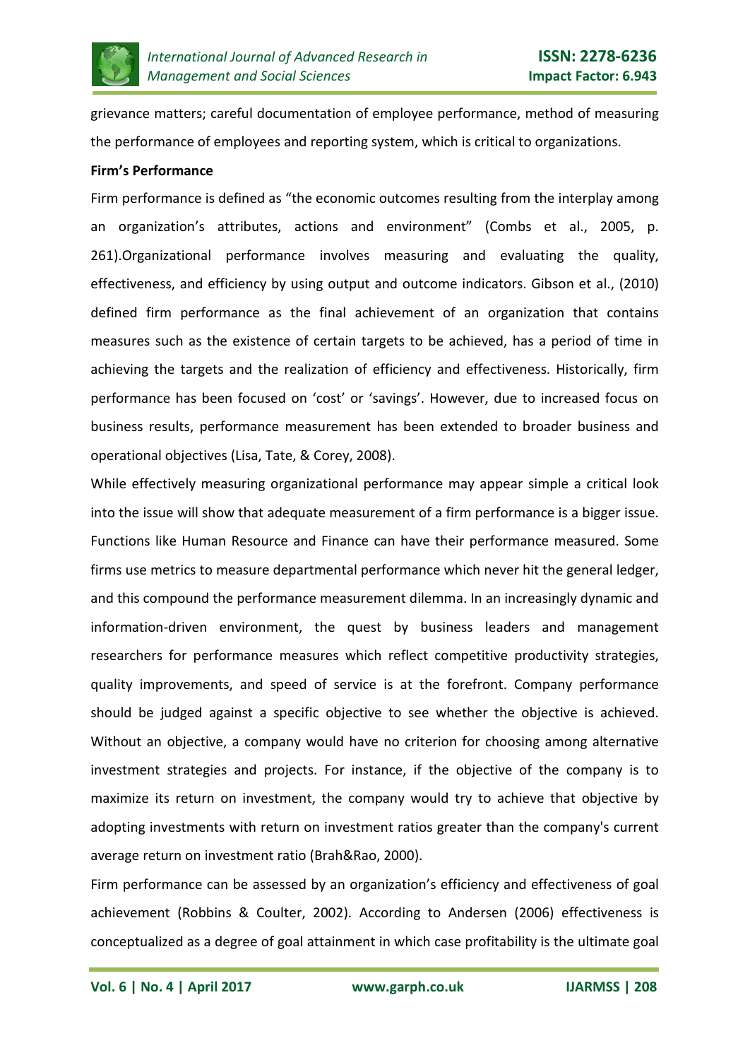grievance matters; careful documentation of employee performance, method of measuring the performance of employees and reporting system, which is critical to organizations.

**Firm's Performance**

Firm performance is defined as "the economic outcomes resulting from the interplay among an organization's attributes, actions and environment" (Combs et al., 2005, p. 261).Organizational performance involves measuring and evaluating the quality, effectiveness, and efficiency by using output and outcome indicators. Gibson et al., (2010) defined firm performance as the final achievement of an organization that contains measures such as the existence of certain targets to be achieved, has a period of time in achieving the targets and the realization of efficiency and effectiveness. Historically, firm performance has been focused on 'cost' or 'savings'. However, due to increased focus on business results, performance measurement has been extended to broader business and operational objectives (Lisa, Tate, & Corey, 2008).

While effectively measuring organizational performance may appear simple a critical look into the issue will show that adequate measurement of a firm performance is a bigger issue. Functions like Human Resource and Finance can have their performance measured. Some firms use metrics to measure departmental performance which never hit the general ledger, and this compound the performance measurement dilemma. In an increasingly dynamic and information-driven environment, the quest by business leaders and management researchers for performance measures which reflect competitive productivity strategies, quality improvements, and speed of service is at the forefront. Company performance should be judged against a specific objective to see whether the objective is achieved. Without an objective, a company would have no criterion for choosing among alternative investment strategies and projects. For instance, if the objective of the company is to maximize its return on investment, the company would try to achieve that objective by adopting investments with return on investment ratios greater than the company's current average return on investment ratio (Brah&Rao, 2000).

Firm performance can be assessed by an organization's efficiency and effectiveness of goal achievement (Robbins & Coulter, 2002). According to Andersen (2006) effectiveness is conceptualized as a degree of goal attainment in which case profitability is the ultimate goal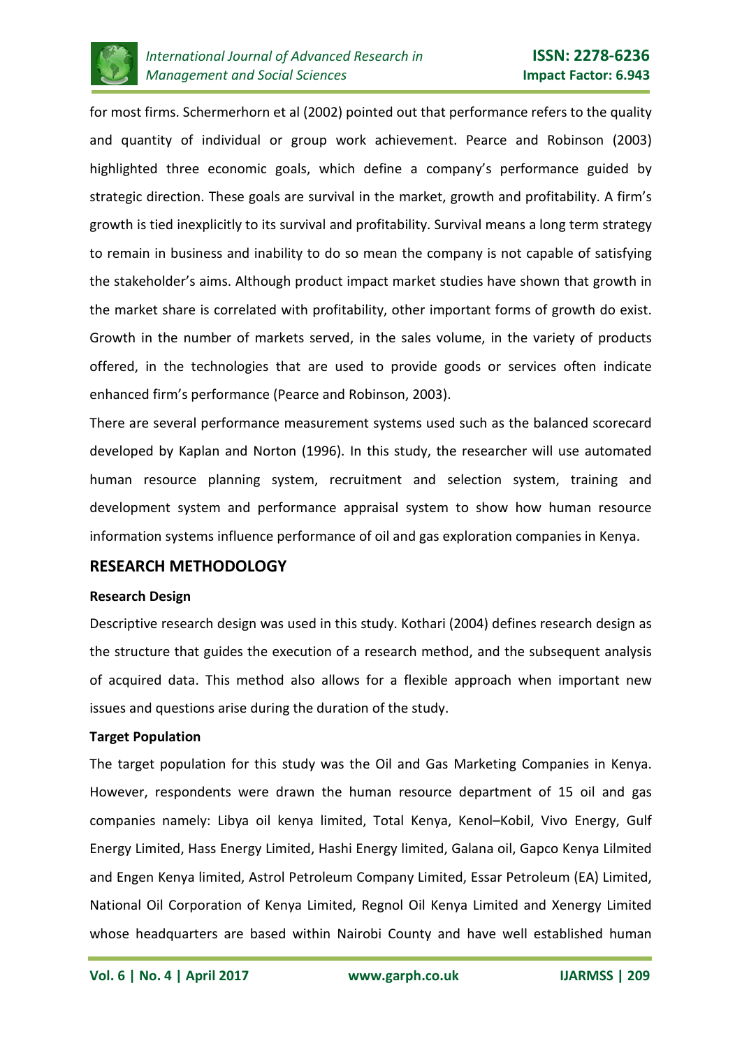for most firms. Schermerhorn et al (2002) pointed out that performance refers to the quality and quantity of individual or group work achievement. Pearce and Robinson (2003) highlighted three economic goals, which define a company's performance guided by strategic direction. These goals are survival in the market, growth and profitability. A firm's growth is tied inexplicitly to its survival and profitability. Survival means a long term strategy to remain in business and inability to do so mean the company is not capable of satisfying the stakeholder's aims. Although product impact market studies have shown that growth in the market share is correlated with profitability, other important forms of growth do exist. Growth in the number of markets served, in the sales volume, in the variety of products offered, in the technologies that are used to provide goods or services often indicate enhanced firm's performance (Pearce and Robinson, 2003).

There are several performance measurement systems used such as the balanced scorecard developed by Kaplan and Norton (1996). In this study, the researcher will use automated human resource planning system, recruitment and selection system, training and development system and performance appraisal system to show how human resource information systems influence performance of oil and gas exploration companies in Kenya.

## RESEARCH METHODOLOGY

### Research Design

Descriptive research design was used in this study. Kothari (2004) defines research design as the structure that guides the execution of a research method, and the subsequent analysis of acquired data. This method also allows for a flexible approach when important new issues and questions arise during the duration of the study.

### Target Population

The target population for this study was the Oil and Gas Marketing Companies in Kenya. However, respondents were drawn the human resource department of 15 oil and gas companies namely: Libya oil kenya limited, Total Kenya, Kenol–Kobil, Vivo Energy, Gulf Energy Limited, Hass Energy Limited, Hashi Energy limited, Galana oil, Gapco Kenya Lilmited and Engen Kenya limited, Astrol Petroleum Company Limited, Essar Petroleum (EA) Limited, National Oil Corporation of Kenya Limited, Regnol Oil Kenya Limited and Xenergy Limited whose headquarters are based within Nairobi County and have well established human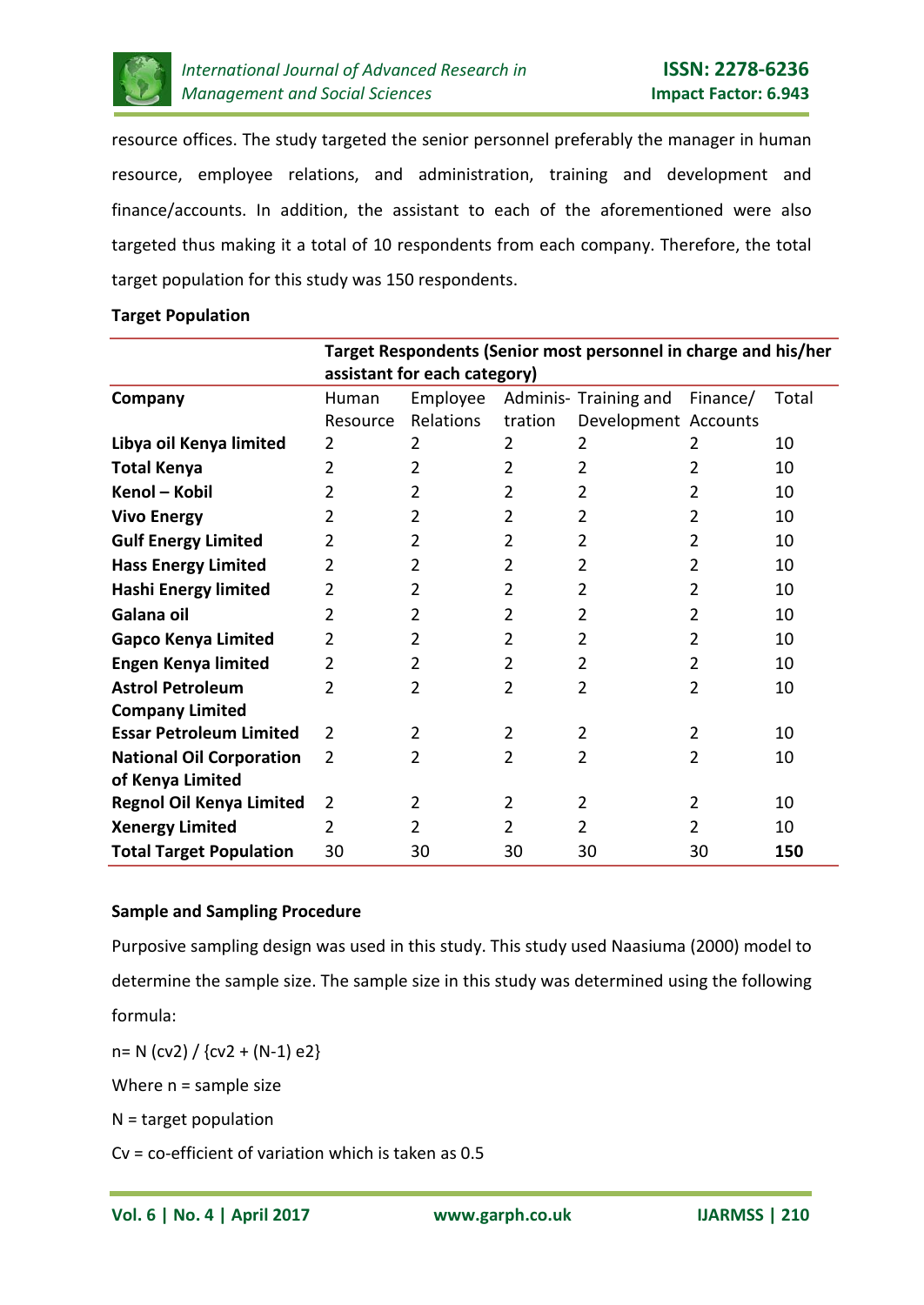resource offices. The study targeted the senior personnel preferably the manager in human resource, employee relations, and administration, training and development and finance/accounts. In addition, the assistant to each of the aforementioned were also targeted thus making it a total of 10 respondents from each company. Therefore, the total target population for this study was 150 respondents.

**Target Population**

| | **Target Respondents (Senior most personnel in charge and his/her assistant for each category)** | | | | | |
|---|---|---|---|---|---|---|
| **Company** | Human Resource | Employee Relations | Adminis-tration | Training and Development | Finance/ Accounts | Total |
| **Libya oil Kenya limited** | 2 | 2 | 2 | 2 | 2 | 10 |
| **Total Kenya** | 2 | 2 | 2 | 2 | 2 | 10 |
| **Kenol – Kobil** | 2 | 2 | 2 | 2 | 2 | 10 |
| **Vivo Energy** | 2 | 2 | 2 | 2 | 2 | 10 |
| **Gulf Energy Limited** | 2 | 2 | 2 | 2 | 2 | 10 |
| **Hass Energy Limited** | 2 | 2 | 2 | 2 | 2 | 10 |
| **Hashi Energy limited** | 2 | 2 | 2 | 2 | 2 | 10 |
| **Galana oil** | 2 | 2 | 2 | 2 | 2 | 10 |
| **Gapco Kenya Limited** | 2 | 2 | 2 | 2 | 2 | 10 |
| **Engen Kenya limited** | 2 | 2 | 2 | 2 | 2 | 10 |
| **Astrol Petroleum Company Limited** | 2 | 2 | 2 | 2 | 2 | 10 |
| **Essar Petroleum Limited** | 2 | 2 | 2 | 2 | 2 | 10 |
| **National Oil Corporation of Kenya Limited** | 2 | 2 | 2 | 2 | 2 | 10 |
| **Regnol Oil Kenya Limited** | 2 | 2 | 2 | 2 | 2 | 10 |
| **Xenergy Limited** | 2 | 2 | 2 | 2 | 2 | 10 |
| **Total Target Population** | 30 | 30 | 30 | 30 | 30 | **150** |

**Sample and Sampling Procedure**

Purposive sampling design was used in this study. This study used Naasiuma (2000) model to determine the sample size. The sample size in this study was determined using the following formula:

$n= N (cv2) / \{cv2 + (N-1) e2\}$

Where n = sample size

N = target population

Cv = co-efficient of variation which is taken as 0.5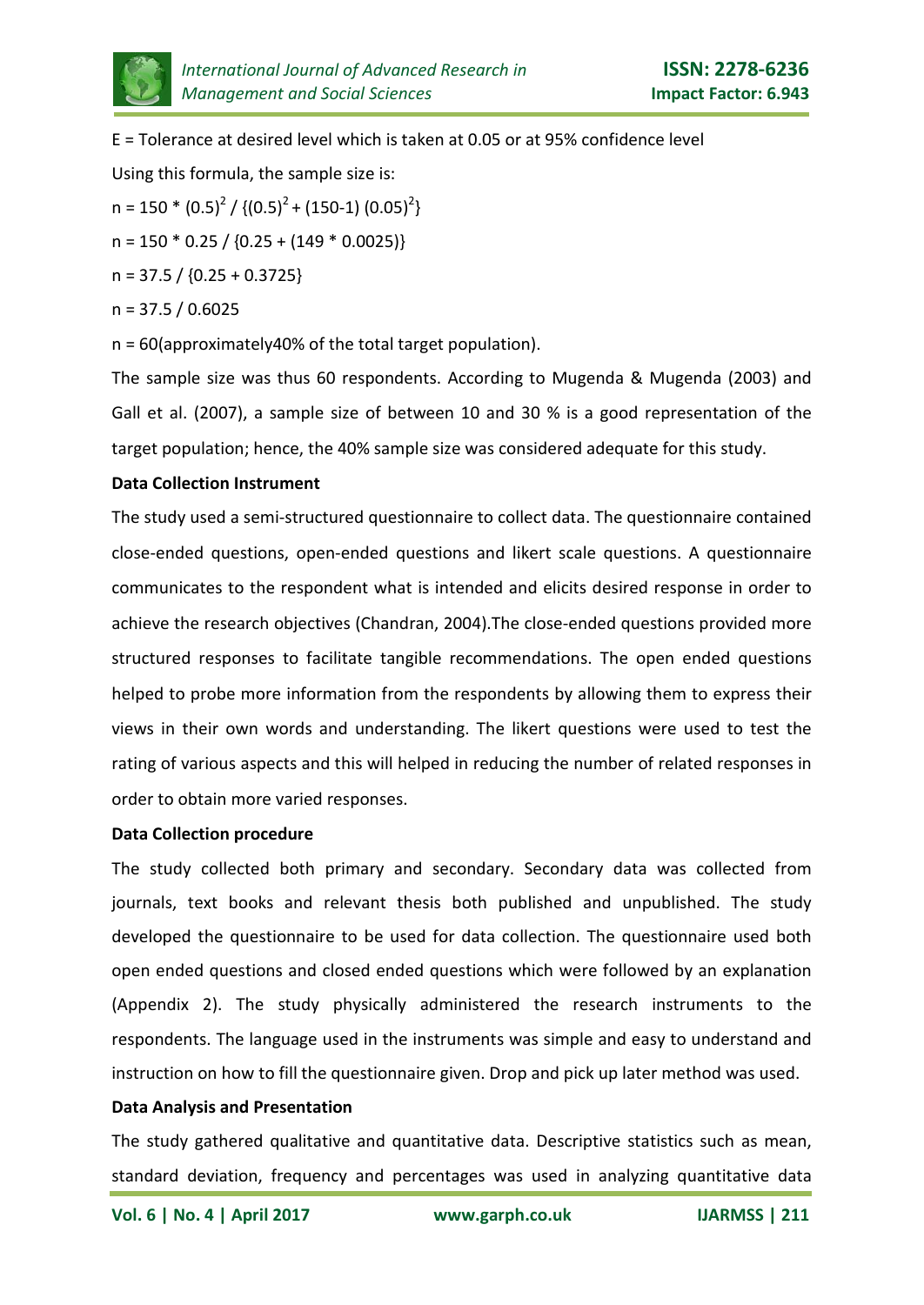E = Tolerance at desired level which is taken at 0.05 or at 95% confidence level

Using this formula, the sample size is:

$n = 150 * (0.5)^2 / \{(0.5)^2 + (150\text{-}1)(0.05)^2\}$

$n = 150 * 0.25 / \{0.25 + (149 * 0.0025)\}$

$n = 37.5 / \{0.25 + 0.3725\}$

$n = 37.5 / 0.6025$

n = 60(approximately40% of the total target population).

The sample size was thus 60 respondents. According to Mugenda & Mugenda (2003) and Gall et al. (2007), a sample size of between 10 and 30 % is a good representation of the target population; hence, the 40% sample size was considered adequate for this study.

**Data Collection Instrument**

The study used a semi-structured questionnaire to collect data. The questionnaire contained close-ended questions, open-ended questions and likert scale questions. A questionnaire communicates to the respondent what is intended and elicits desired response in order to achieve the research objectives (Chandran, 2004).The close-ended questions provided more structured responses to facilitate tangible recommendations. The open ended questions helped to probe more information from the respondents by allowing them to express their views in their own words and understanding. The likert questions were used to test the rating of various aspects and this will helped in reducing the number of related responses in order to obtain more varied responses.

**Data Collection procedure**

The study collected both primary and secondary. Secondary data was collected from journals, text books and relevant thesis both published and unpublished. The study developed the questionnaire to be used for data collection. The questionnaire used both open ended questions and closed ended questions which were followed by an explanation (Appendix 2). The study physically administered the research instruments to the respondents. The language used in the instruments was simple and easy to understand and instruction on how to fill the questionnaire given. Drop and pick up later method was used.

**Data Analysis and Presentation**

The study gathered qualitative and quantitative data. Descriptive statistics such as mean, standard deviation, frequency and percentages was used in analyzing quantitative data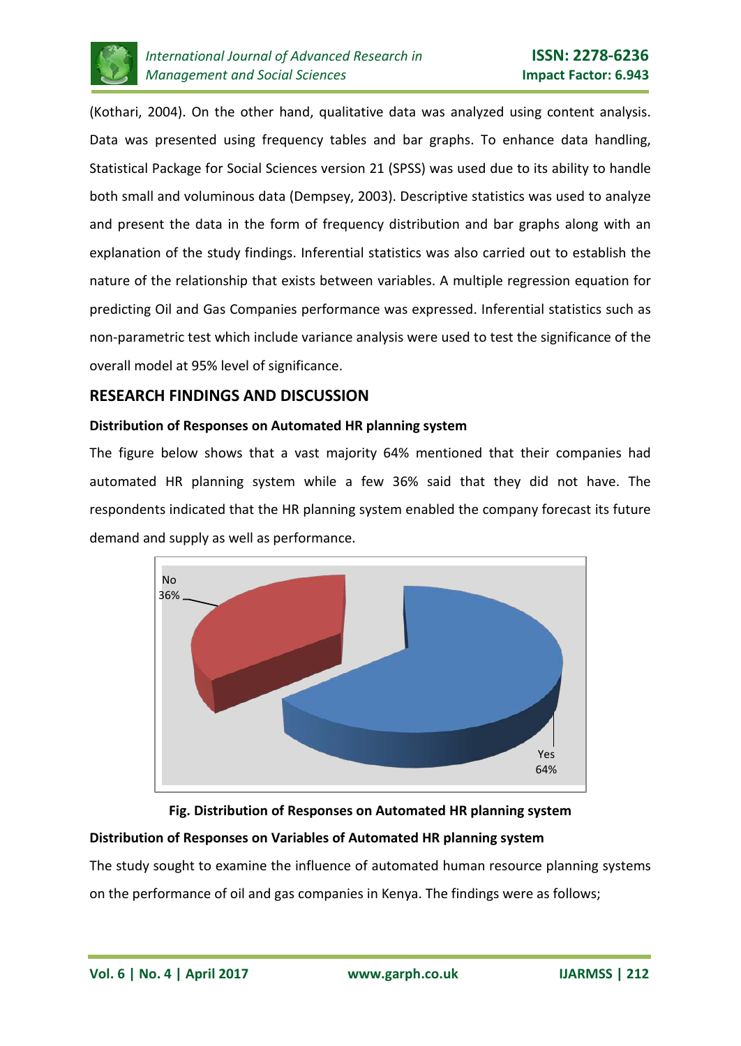(Kothari, 2004). On the other hand, qualitative data was analyzed using content analysis. Data was presented using frequency tables and bar graphs. To enhance data handling, Statistical Package for Social Sciences version 21 (SPSS) was used due to its ability to handle both small and voluminous data (Dempsey, 2003). Descriptive statistics was used to analyze and present the data in the form of frequency distribution and bar graphs along with an explanation of the study findings. Inferential statistics was also carried out to establish the nature of the relationship that exists between variables. A multiple regression equation for predicting Oil and Gas Companies performance was expressed. Inferential statistics such as non-parametric test which include variance analysis were used to test the significance of the overall model at 95% level of significance.

## RESEARCH FINDINGS AND DISCUSSION

### Distribution of Responses on Automated HR planning system

The figure below shows that a vast majority 64% mentioned that their companies had automated HR planning system while a few 36% said that they did not have. The respondents indicated that the HR planning system enabled the company forecast its future demand and supply as well as performance.

No 36%

Yes 64%

**Fig. Distribution of Responses on Automated HR planning system**

### Distribution of Responses on Variables of Automated HR planning system

The study sought to examine the influence of automated human resource planning systems on the performance of oil and gas companies in Kenya. The findings were as follows;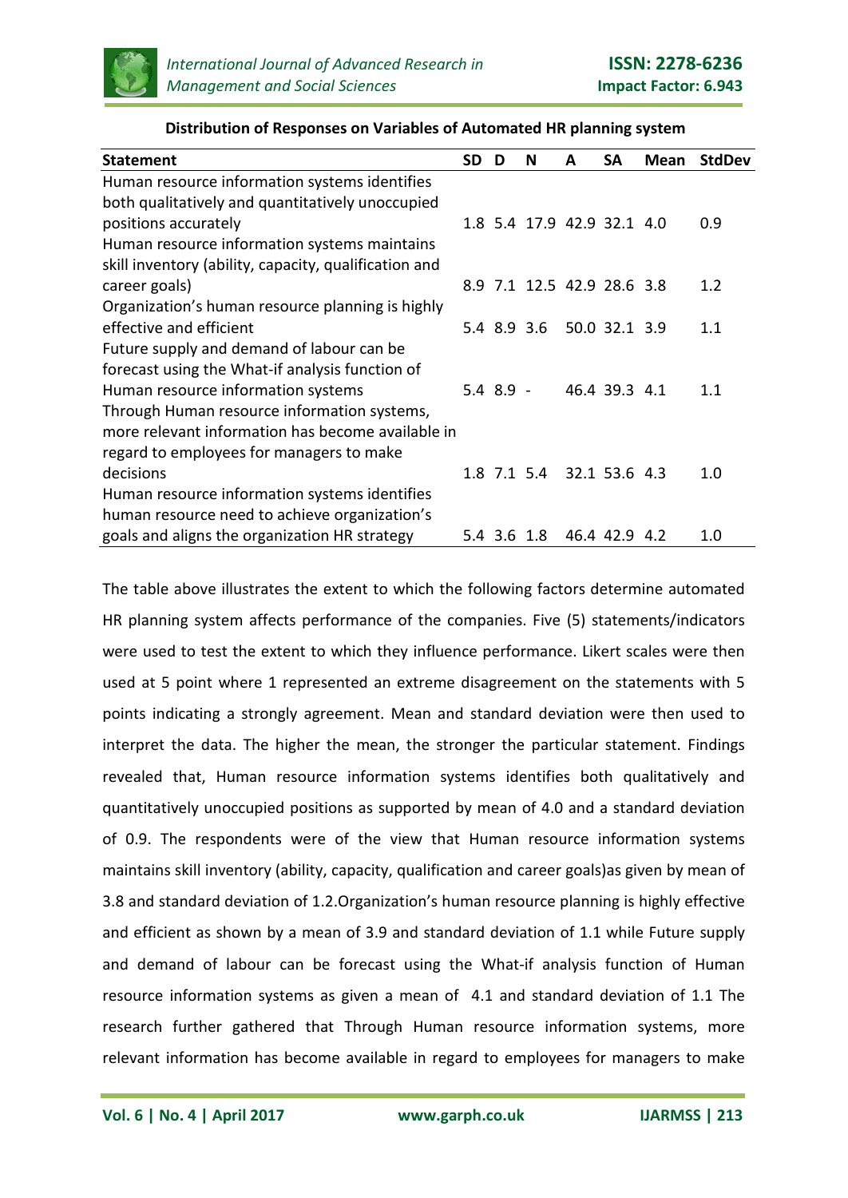**Distribution of Responses on Variables of Automated HR planning system**

| Statement | SD | D | N | A | SA | Mean | StdDev |
|---|---|---|---|---|---|---|---|
| Human resource information systems identifies both qualitatively and quantitatively unoccupied positions accurately | 1.8 | 5.4 | 17.9 | 42.9 | 32.1 | 4.0 | 0.9 |
| Human resource information systems maintains skill inventory (ability, capacity, qualification and career goals) | 8.9 | 7.1 | 12.5 | 42.9 | 28.6 | 3.8 | 1.2 |
| Organization's human resource planning is highly effective and efficient | 5.4 | 8.9 | 3.6 | 50.0 | 32.1 | 3.9 | 1.1 |
| Future supply and demand of labour can be forecast using the What-if analysis function of Human resource information systems | 5.4 | 8.9 | - | 46.4 | 39.3 | 4.1 | 1.1 |
| Through Human resource information systems, more relevant information has become available in regard to employees for managers to make decisions | 1.8 | 7.1 | 5.4 | 32.1 | 53.6 | 4.3 | 1.0 |
| Human resource information systems identifies human resource need to achieve organization's goals and aligns the organization HR strategy | 5.4 | 3.6 | 1.8 | 46.4 | 42.9 | 4.2 | 1.0 |

The table above illustrates the extent to which the following factors determine automated HR planning system affects performance of the companies. Five (5) statements/indicators were used to test the extent to which they influence performance. Likert scales were then used at 5 point where 1 represented an extreme disagreement on the statements with 5 points indicating a strongly agreement. Mean and standard deviation were then used to interpret the data. The higher the mean, the stronger the particular statement. Findings revealed that, Human resource information systems identifies both qualitatively and quantitatively unoccupied positions as supported by mean of 4.0 and a standard deviation of 0.9. The respondents were of the view that Human resource information systems maintains skill inventory (ability, capacity, qualification and career goals)as given by mean of 3.8 and standard deviation of 1.2.Organization's human resource planning is highly effective and efficient as shown by a mean of 3.9 and standard deviation of 1.1 while Future supply and demand of labour can be forecast using the What-if analysis function of Human resource information systems as given a mean of 4.1 and standard deviation of 1.1 The research further gathered that Through Human resource information systems, more relevant information has become available in regard to employees for managers to make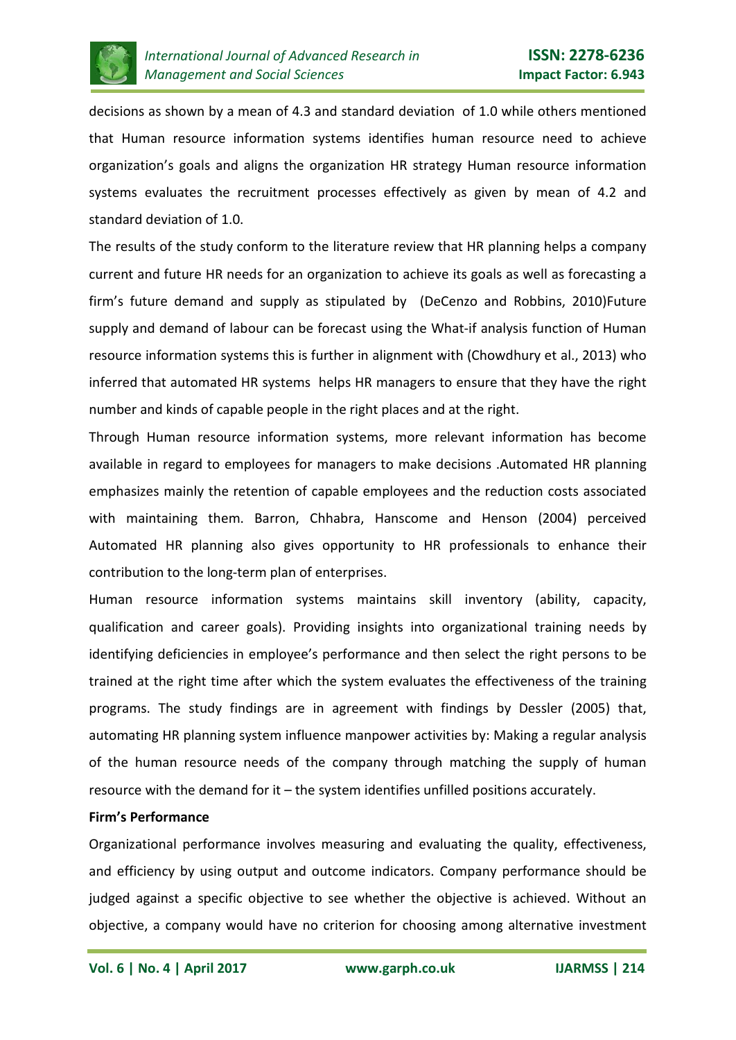decisions as shown by a mean of 4.3 and standard deviation of 1.0 while others mentioned that Human resource information systems identifies human resource need to achieve organization's goals and aligns the organization HR strategy Human resource information systems evaluates the recruitment processes effectively as given by mean of 4.2 and standard deviation of 1.0.

The results of the study conform to the literature review that HR planning helps a company current and future HR needs for an organization to achieve its goals as well as forecasting a firm's future demand and supply as stipulated by (DeCenzo and Robbins, 2010)Future supply and demand of labour can be forecast using the What-if analysis function of Human resource information systems this is further in alignment with (Chowdhury et al., 2013) who inferred that automated HR systems helps HR managers to ensure that they have the right number and kinds of capable people in the right places and at the right.

Through Human resource information systems, more relevant information has become available in regard to employees for managers to make decisions .Automated HR planning emphasizes mainly the retention of capable employees and the reduction costs associated with maintaining them. Barron, Chhabra, Hanscome and Henson (2004) perceived Automated HR planning also gives opportunity to HR professionals to enhance their contribution to the long-term plan of enterprises.

Human resource information systems maintains skill inventory (ability, capacity, qualification and career goals). Providing insights into organizational training needs by identifying deficiencies in employee's performance and then select the right persons to be trained at the right time after which the system evaluates the effectiveness of the training programs. The study findings are in agreement with findings by Dessler (2005) that, automating HR planning system influence manpower activities by: Making a regular analysis of the human resource needs of the company through matching the supply of human resource with the demand for it – the system identifies unfilled positions accurately.

**Firm's Performance**

Organizational performance involves measuring and evaluating the quality, effectiveness, and efficiency by using output and outcome indicators. Company performance should be judged against a specific objective to see whether the objective is achieved. Without an objective, a company would have no criterion for choosing among alternative investment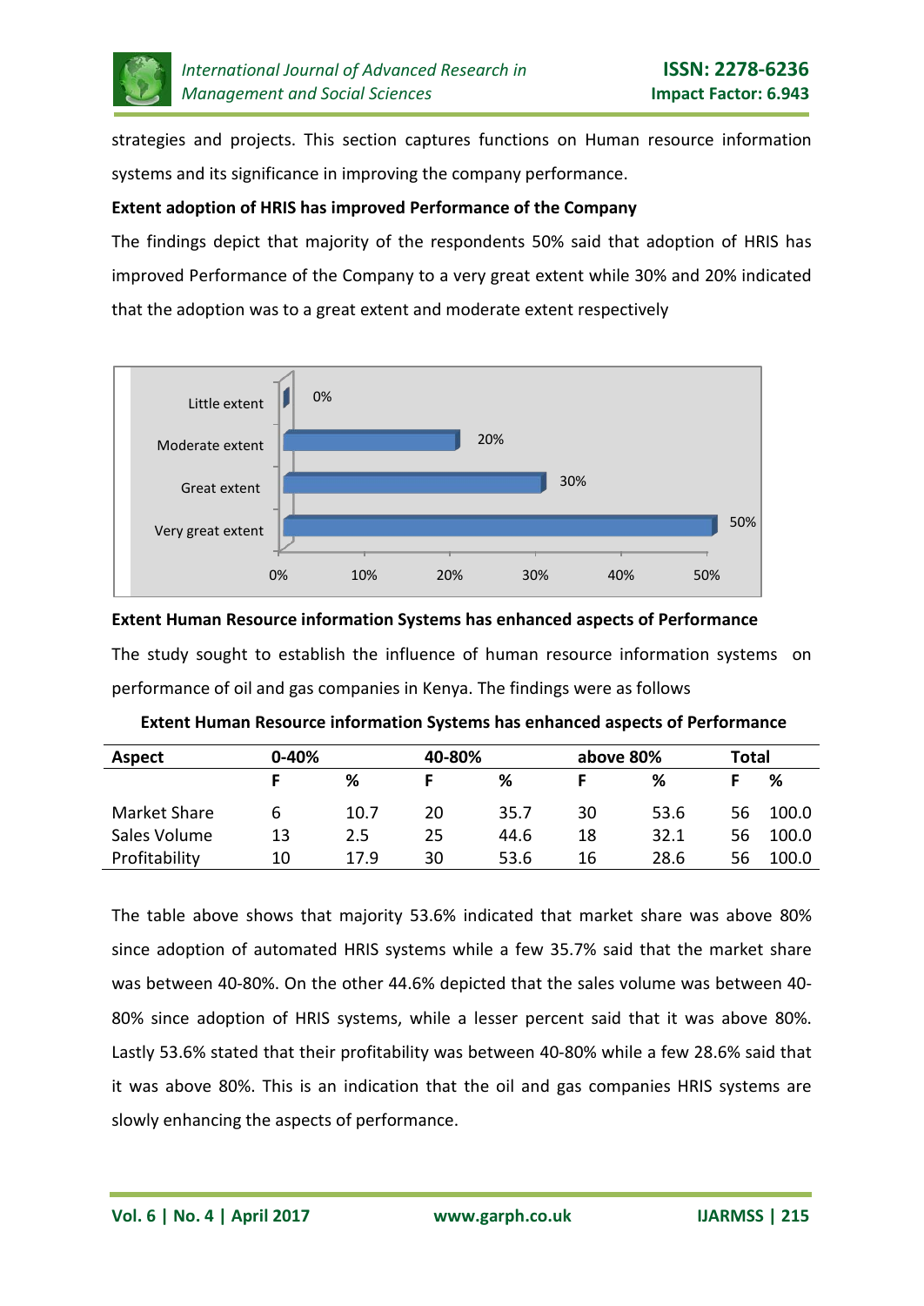strategies and projects. This section captures functions on Human resource information systems and its significance in improving the company performance.

**Extent adoption of HRIS has improved Performance of the Company**

The findings depict that majority of the respondents 50% said that adoption of HRIS has improved Performance of the Company to a very great extent while 30% and 20% indicated that the adoption was to a great extent and moderate extent respectively

**Extent Human Resource information Systems has enhanced aspects of Performance**

The study sought to establish the influence of human resource information systems on performance of oil and gas companies in Kenya. The findings were as follows

**Extent Human Resource information Systems has enhanced aspects of Performance**

| Aspect | 0-40% | | 40-80% | | above 80% | | Total | |
|---|---|---|---|---|---|---|---|---|
| | F | % | F | % | F | % | F | % |
| Market Share | 6 | 10.7 | 20 | 35.7 | 30 | 53.6 | 56 | 100.0 |
| Sales Volume | 13 | 2.5 | 25 | 44.6 | 18 | 32.1 | 56 | 100.0 |
| Profitability | 10 | 17.9 | 30 | 53.6 | 16 | 28.6 | 56 | 100.0 |

The table above shows that majority 53.6% indicated that market share was above 80% since adoption of automated HRIS systems while a few 35.7% said that the market share was between 40-80%. On the other 44.6% depicted that the sales volume was between 40-80% since adoption of HRIS systems, while a lesser percent said that it was above 80%. Lastly 53.6% stated that their profitability was between 40-80% while a few 28.6% said that it was above 80%. This is an indication that the oil and gas companies HRIS systems are slowly enhancing the aspects of performance.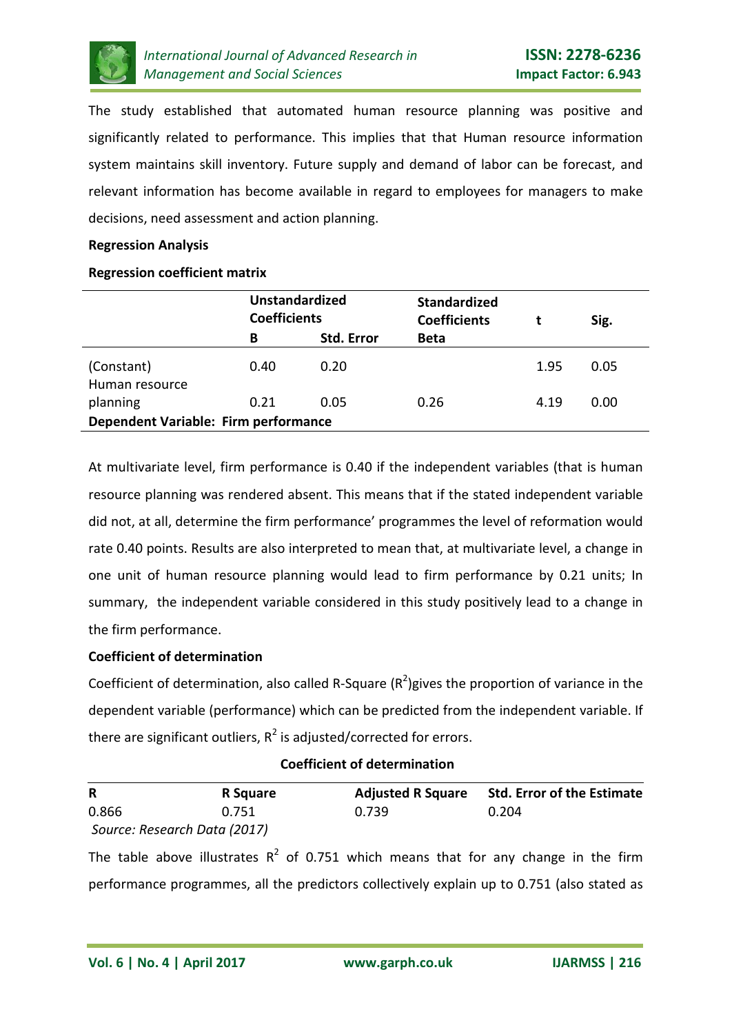The study established that automated human resource planning was positive and significantly related to performance. This implies that that Human resource information system maintains skill inventory. Future supply and demand of labor can be forecast, and relevant information has become available in regard to employees for managers to make decisions, need assessment and action planning.

**Regression Analysis**

**Regression coefficient matrix**

| | Unstandardized Coefficients | | Standardized Coefficients | t | Sig. |
|---|---|---|---|---|---|
| | B | Std. Error | Beta | | |
| (Constant) | 0.40 | 0.20 | | 1.95 | 0.05 |
| Human resource planning | 0.21 | 0.05 | 0.26 | 4.19 | 0.00 |
| **Dependent Variable: Firm performance** | | | | | |

At multivariate level, firm performance is 0.40 if the independent variables (that is human resource planning was rendered absent. This means that if the stated independent variable did not, at all, determine the firm performance' programmes the level of reformation would rate 0.40 points. Results are also interpreted to mean that, at multivariate level, a change in one unit of human resource planning would lead to firm performance by 0.21 units; In summary, the independent variable considered in this study positively lead to a change in the firm performance.

**Coefficient of determination**

Coefficient of determination, also called R-Square ($R^2$)gives the proportion of variance in the dependent variable (performance) which can be predicted from the independent variable. If there are significant outliers, $R^2$ is adjusted/corrected for errors.

**Coefficient of determination**

| R | R Square | Adjusted R Square | Std. Error of the Estimate |
|---|---|---|---|
| 0.866 | 0.751 | 0.739 | 0.204 |

*Source: Research Data (2017)*

The table above illustrates $R^2$ of 0.751 which means that for any change in the firm performance programmes, all the predictors collectively explain up to 0.751 (also stated as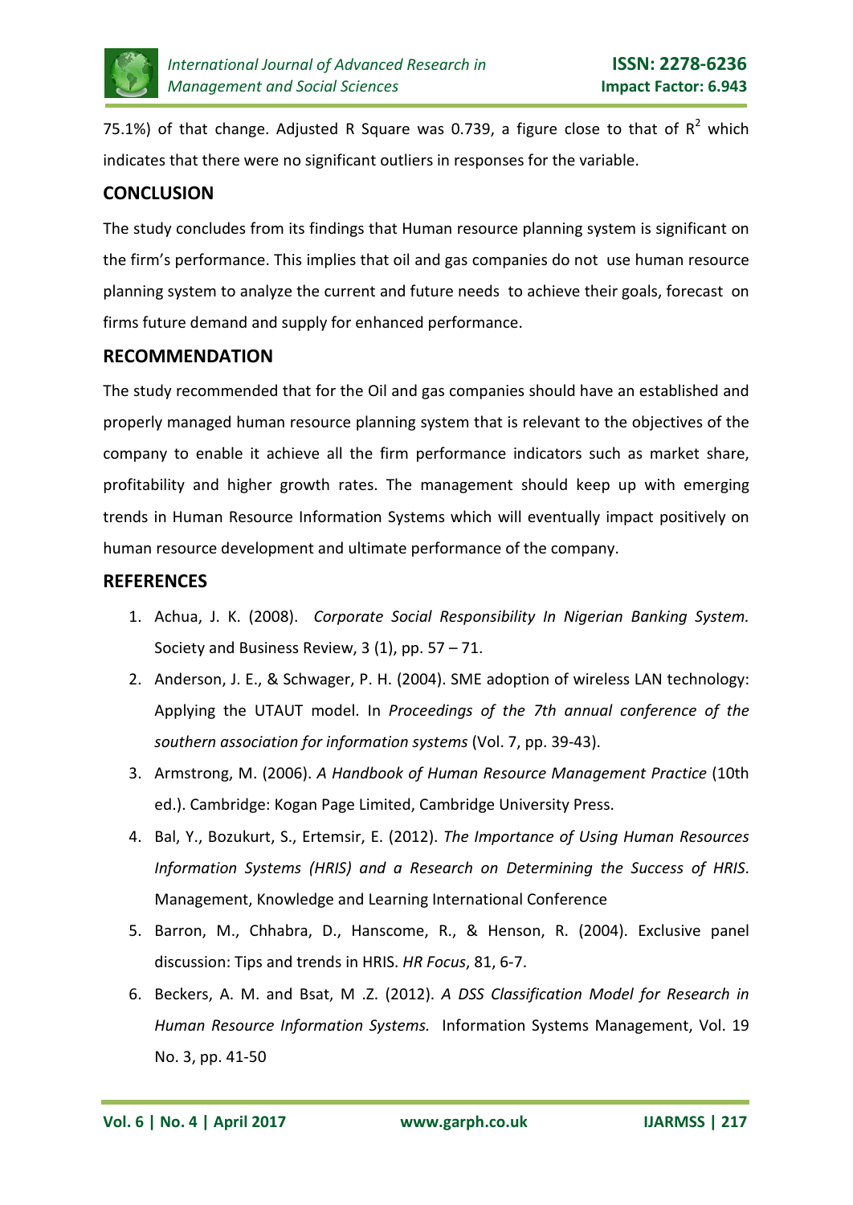75.1%) of that change. Adjusted R Square was 0.739, a figure close to that of $R^2$ which indicates that there were no significant outliers in responses for the variable.

## CONCLUSION

The study concludes from its findings that Human resource planning system is significant on the firm's performance. This implies that oil and gas companies do not use human resource planning system to analyze the current and future needs to achieve their goals, forecast on firms future demand and supply for enhanced performance.

## RECOMMENDATION

The study recommended that for the Oil and gas companies should have an established and properly managed human resource planning system that is relevant to the objectives of the company to enable it achieve all the firm performance indicators such as market share, profitability and higher growth rates. The management should keep up with emerging trends in Human Resource Information Systems which will eventually impact positively on human resource development and ultimate performance of the company.

## REFERENCES

1. Achua, J. K. (2008). *Corporate Social Responsibility In Nigerian Banking System.* Society and Business Review, 3 (1), pp. 57 – 71.
2. Anderson, J. E., & Schwager, P. H. (2004). SME adoption of wireless LAN technology: Applying the UTAUT model. In *Proceedings of the 7th annual conference of the southern association for information systems* (Vol. 7, pp. 39-43).
3. Armstrong, M. (2006). *A Handbook of Human Resource Management Practice* (10th ed.). Cambridge: Kogan Page Limited, Cambridge University Press.
4. Bal, Y., Bozukurt, S., Ertemsir, E. (2012). *The Importance of Using Human Resources Information Systems (HRIS) and a Research on Determining the Success of HRIS*. Management, Knowledge and Learning International Conference
5. Barron, M., Chhabra, D., Hanscome, R., & Henson, R. (2004). Exclusive panel discussion: Tips and trends in HRIS. *HR Focus*, 81, 6-7.
6. Beckers, A. M. and Bsat, M .Z. (2012). *A DSS Classification Model for Research in Human Resource Information Systems.* Information Systems Management, Vol. 19 No. 3, pp. 41-50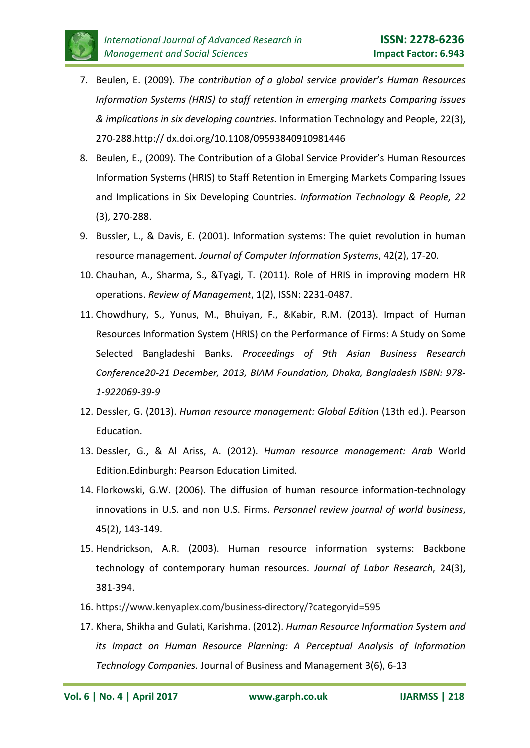7. Beulen, E. (2009). *The contribution of a global service provider's Human Resources Information Systems (HRIS) to staff retention in emerging markets Comparing issues & implications in six developing countries.* Information Technology and People, 22(3), 270-288.http:// dx.doi.org/10.1108/09593840910981446
8. Beulen, E., (2009). The Contribution of a Global Service Provider's Human Resources Information Systems (HRIS) to Staff Retention in Emerging Markets Comparing Issues and Implications in Six Developing Countries. *Information Technology & People, 22* (3), 270-288.
9. Bussler, L., & Davis, E. (2001). Information systems: The quiet revolution in human resource management. *Journal of Computer Information Systems*, 42(2), 17-20.
10. Chauhan, A., Sharma, S., &Tyagi, T. (2011). Role of HRIS in improving modern HR operations. *Review of Management*, 1(2), ISSN: 2231-0487.
11. Chowdhury, S., Yunus, M., Bhuiyan, F., &Kabir, R.M. (2013). Impact of Human Resources Information System (HRIS) on the Performance of Firms: A Study on Some Selected Bangladeshi Banks. *Proceedings of 9th Asian Business Research Conference20-21 December, 2013, BIAM Foundation, Dhaka, Bangladesh ISBN: 978-1-922069-39-9*
12. Dessler, G. (2013). *Human resource management: Global Edition* (13th ed.). Pearson Education.
13. Dessler, G., & Al Ariss, A. (2012). *Human resource management: Arab* World Edition.Edinburgh: Pearson Education Limited.
14. Florkowski, G.W. (2006). The diffusion of human resource information-technology innovations in U.S. and non U.S. Firms. *Personnel review journal of world business*, 45(2), 143-149.
15. Hendrickson, A.R. (2003). Human resource information systems: Backbone technology of contemporary human resources. *Journal of Labor Research*, 24(3), 381-394.
16. https://www.kenyaplex.com/business-directory/?categoryid=595
17. Khera, Shikha and Gulati, Karishma. (2012). *Human Resource Information System and its Impact on Human Resource Planning: A Perceptual Analysis of Information Technology Companies.* Journal of Business and Management 3(6), 6-13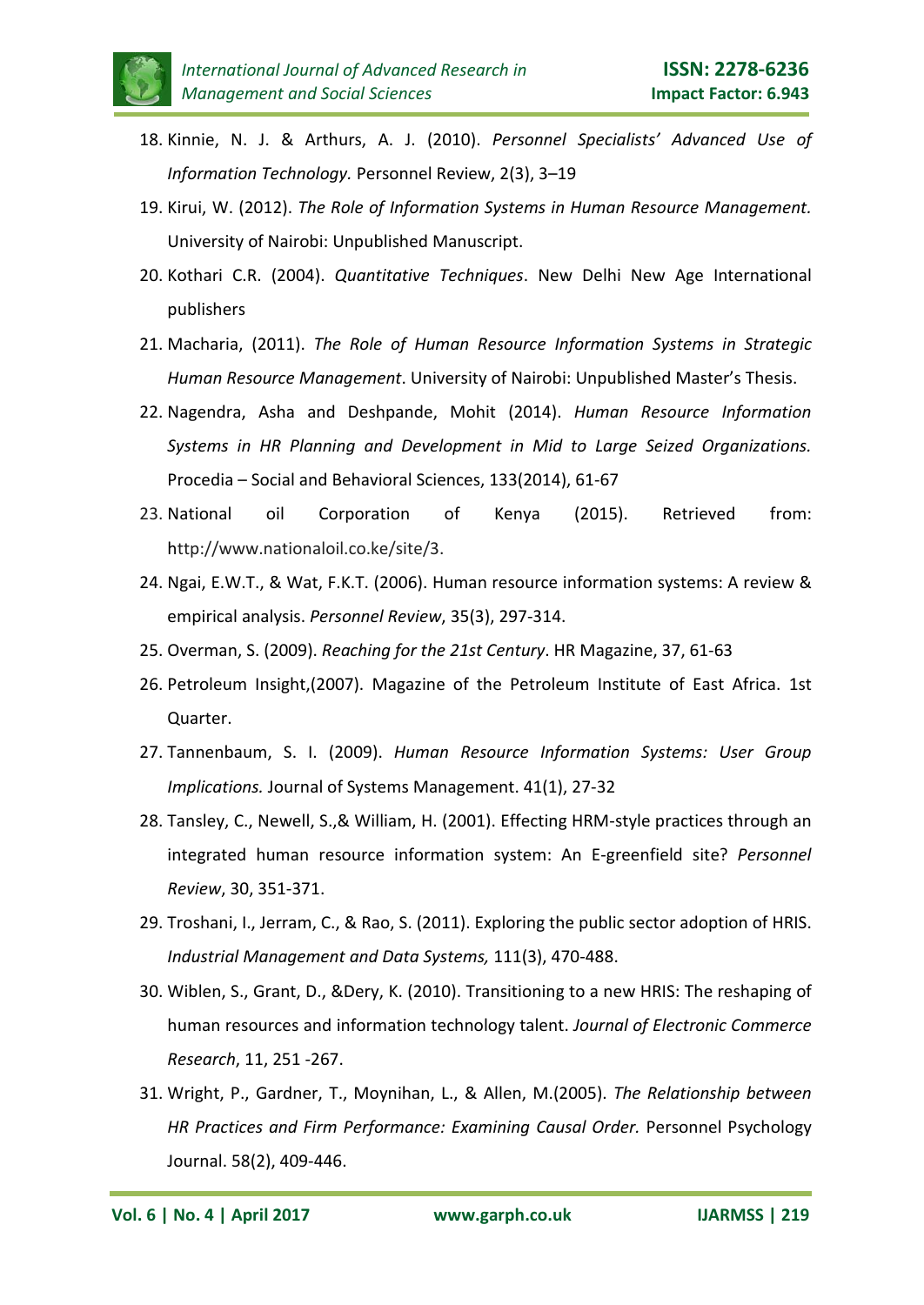18. Kinnie, N. J. & Arthurs, A. J. (2010). *Personnel Specialists' Advanced Use of Information Technology.* Personnel Review, 2(3), 3–19
19. Kirui, W. (2012). *The Role of Information Systems in Human Resource Management.* University of Nairobi: Unpublished Manuscript.
20. Kothari C.R. (2004). *Quantitative Techniques*. New Delhi New Age International publishers
21. Macharia, (2011). *The Role of Human Resource Information Systems in Strategic Human Resource Management*. University of Nairobi: Unpublished Master's Thesis.
22. Nagendra, Asha and Deshpande, Mohit (2014). *Human Resource Information Systems in HR Planning and Development in Mid to Large Seized Organizations.* Procedia – Social and Behavioral Sciences, 133(2014), 61-67
23. National oil Corporation of Kenya (2015). Retrieved from: http://www.nationaloil.co.ke/site/3.
24. Ngai, E.W.T., & Wat, F.K.T. (2006). Human resource information systems: A review & empirical analysis. *Personnel Review*, 35(3), 297-314.
25. Overman, S. (2009). *Reaching for the 21st Century*. HR Magazine, 37, 61-63
26. Petroleum Insight,(2007). Magazine of the Petroleum Institute of East Africa. 1st Quarter.
27. Tannenbaum, S. I. (2009). *Human Resource Information Systems: User Group Implications.* Journal of Systems Management. 41(1), 27-32
28. Tansley, C., Newell, S.,& William, H. (2001). Effecting HRM-style practices through an integrated human resource information system: An E-greenfield site? *Personnel Review*, 30, 351-371.
29. Troshani, I., Jerram, C., & Rao, S. (2011). Exploring the public sector adoption of HRIS. *Industrial Management and Data Systems,* 111(3), 470-488.
30. Wiblen, S., Grant, D., &Dery, K. (2010). Transitioning to a new HRIS: The reshaping of human resources and information technology talent. *Journal of Electronic Commerce Research*, 11, 251 -267.
31. Wright, P., Gardner, T., Moynihan, L., & Allen, M.(2005). *The Relationship between HR Practices and Firm Performance: Examining Causal Order.* Personnel Psychology Journal. 58(2), 409-446.